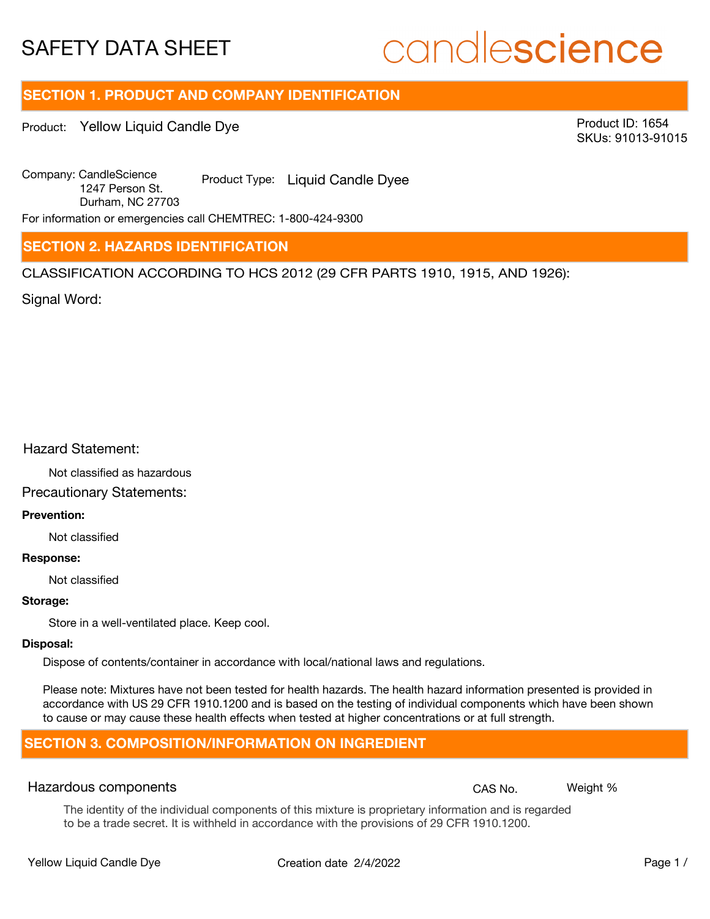# SAFETY DATA SHEET

candlescience

## SECTION 1. PRODUCT AND COMPANY IDENTIFICATION

Product: Yellow Liquid Candle Dye

Product ID: 1654
SKUs: 91013-91015

Company: CandleScience
1247 Person St.
Durham, NC 27703

Product Type: Liquid Candle Dyee

For information or emergencies call CHEMTREC: 1-800-424-9300

## SECTION 2. HAZARDS IDENTIFICATION

CLASSIFICATION ACCORDING TO HCS 2012 (29 CFR PARTS 1910, 1915, AND 1926):

Signal Word:

Hazard Statement:

Not classified as hazardous

Precautionary Statements:

**Prevention:**

Not classified

**Response:**

Not classified

**Storage:**

Store in a well-ventilated place. Keep cool.

**Disposal:**

Dispose of contents/container in accordance with local/national laws and regulations.

Please note: Mixtures have not been tested for health hazards. The health hazard information presented is provided in accordance with US 29 CFR 1910.1200 and is based on the testing of individual components which have been shown to cause or may cause these health effects when tested at higher concentrations or at full strength.

## SECTION 3. COMPOSITION/INFORMATION ON INGREDIENT

| Hazardous components | CAS No. | Weight % |
|---|---|---|

The identity of the individual components of this mixture is proprietary information and is regarded to be a trade secret. It is withheld in accordance with the provisions of 29 CFR 1910.1200.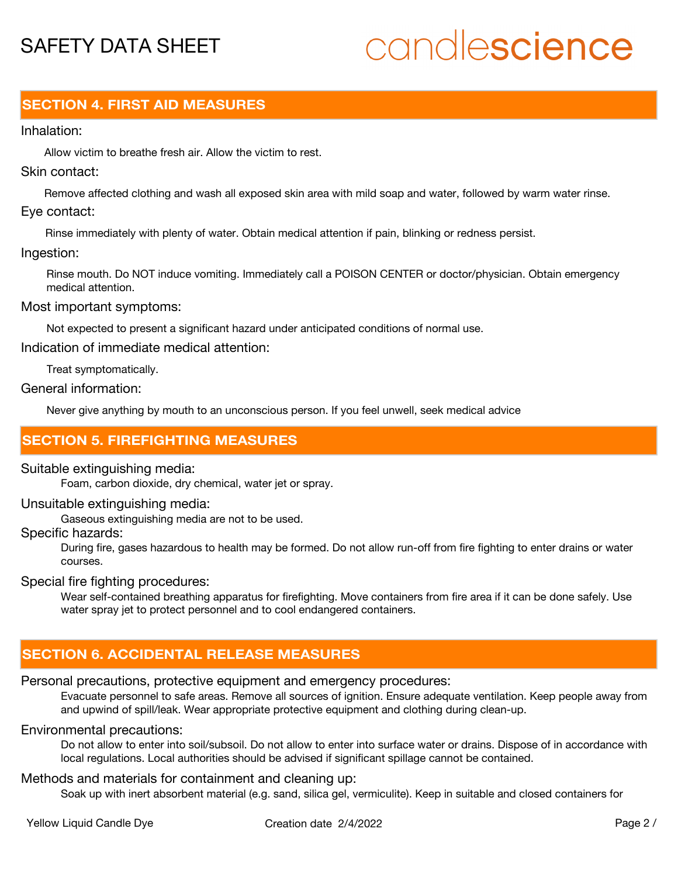## SECTION 4. FIRST AID MEASURES

Inhalation:

Allow victim to breathe fresh air. Allow the victim to rest.

Skin contact:

Remove affected clothing and wash all exposed skin area with mild soap and water, followed by warm water rinse.

Eye contact:

Rinse immediately with plenty of water. Obtain medical attention if pain, blinking or redness persist.

Ingestion:

Rinse mouth. Do NOT induce vomiting. Immediately call a POISON CENTER or doctor/physician. Obtain emergency medical attention.

Most important symptoms:

Not expected to present a significant hazard under anticipated conditions of normal use.

Indication of immediate medical attention:

Treat symptomatically.

General information:

Never give anything by mouth to an unconscious person. If you feel unwell, seek medical advice

## SECTION 5. FIREFIGHTING MEASURES

Suitable extinguishing media:

Foam, carbon dioxide, dry chemical, water jet or spray.

Unsuitable extinguishing media:

Gaseous extinguishing media are not to be used.

Specific hazards:

During fire, gases hazardous to health may be formed. Do not allow run-off from fire fighting to enter drains or water courses.

Special fire fighting procedures:

Wear self-contained breathing apparatus for firefighting. Move containers from fire area if it can be done safely. Use water spray jet to protect personnel and to cool endangered containers.

## SECTION 6. ACCIDENTAL RELEASE MEASURES

Personal precautions, protective equipment and emergency procedures:

Evacuate personnel to safe areas. Remove all sources of ignition. Ensure adequate ventilation. Keep people away from and upwind of spill/leak. Wear appropriate protective equipment and clothing during clean-up.

Environmental precautions:

Do not allow to enter into soil/subsoil. Do not allow to enter into surface water or drains. Dispose of in accordance with local regulations. Local authorities should be advised if significant spillage cannot be contained.

Methods and materials for containment and cleaning up:

Soak up with inert absorbent material (e.g. sand, silica gel, vermiculite). Keep in suitable and closed containers for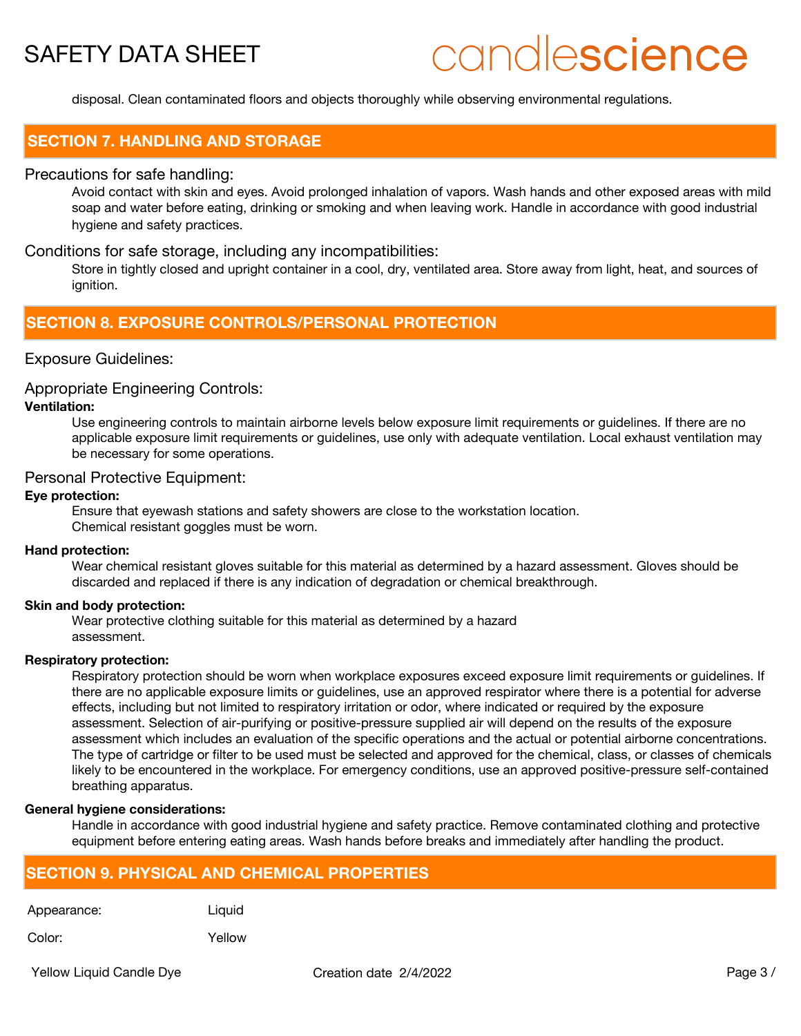disposal. Clean contaminated floors and objects thoroughly while observing environmental regulations.

## SECTION 7. HANDLING AND STORAGE

### Precautions for safe handling:

Avoid contact with skin and eyes. Avoid prolonged inhalation of vapors. Wash hands and other exposed areas with mild soap and water before eating, drinking or smoking and when leaving work. Handle in accordance with good industrial hygiene and safety practices.

### Conditions for safe storage, including any incompatibilities:

Store in tightly closed and upright container in a cool, dry, ventilated area. Store away from light, heat, and sources of ignition.

## SECTION 8. EXPOSURE CONTROLS/PERSONAL PROTECTION

### Exposure Guidelines:

### Appropriate Engineering Controls:

**Ventilation:**

Use engineering controls to maintain airborne levels below exposure limit requirements or guidelines. If there are no applicable exposure limit requirements or guidelines, use only with adequate ventilation. Local exhaust ventilation may be necessary for some operations.

### Personal Protective Equipment:

**Eye protection:**

Ensure that eyewash stations and safety showers are close to the workstation location.
Chemical resistant goggles must be worn.

**Hand protection:**

Wear chemical resistant gloves suitable for this material as determined by a hazard assessment. Gloves should be discarded and replaced if there is any indication of degradation or chemical breakthrough.

**Skin and body protection:**

Wear protective clothing suitable for this material as determined by a hazard assessment.

**Respiratory protection:**

Respiratory protection should be worn when workplace exposures exceed exposure limit requirements or guidelines. If there are no applicable exposure limits or guidelines, use an approved respirator where there is a potential for adverse effects, including but not limited to respiratory irritation or odor, where indicated or required by the exposure assessment. Selection of air-purifying or positive-pressure supplied air will depend on the results of the exposure assessment which includes an evaluation of the specific operations and the actual or potential airborne concentrations. The type of cartridge or filter to be used must be selected and approved for the chemical, class, or classes of chemicals likely to be encountered in the workplace. For emergency conditions, use an approved positive-pressure self-contained breathing apparatus.

**General hygiene considerations:**

Handle in accordance with good industrial hygiene and safety practice. Remove contaminated clothing and protective equipment before entering eating areas. Wash hands before breaks and immediately after handling the product.

## SECTION 9. PHYSICAL AND CHEMICAL PROPERTIES

| | |
|---|---|
| Appearance: | Liquid |
| Color: | Yellow |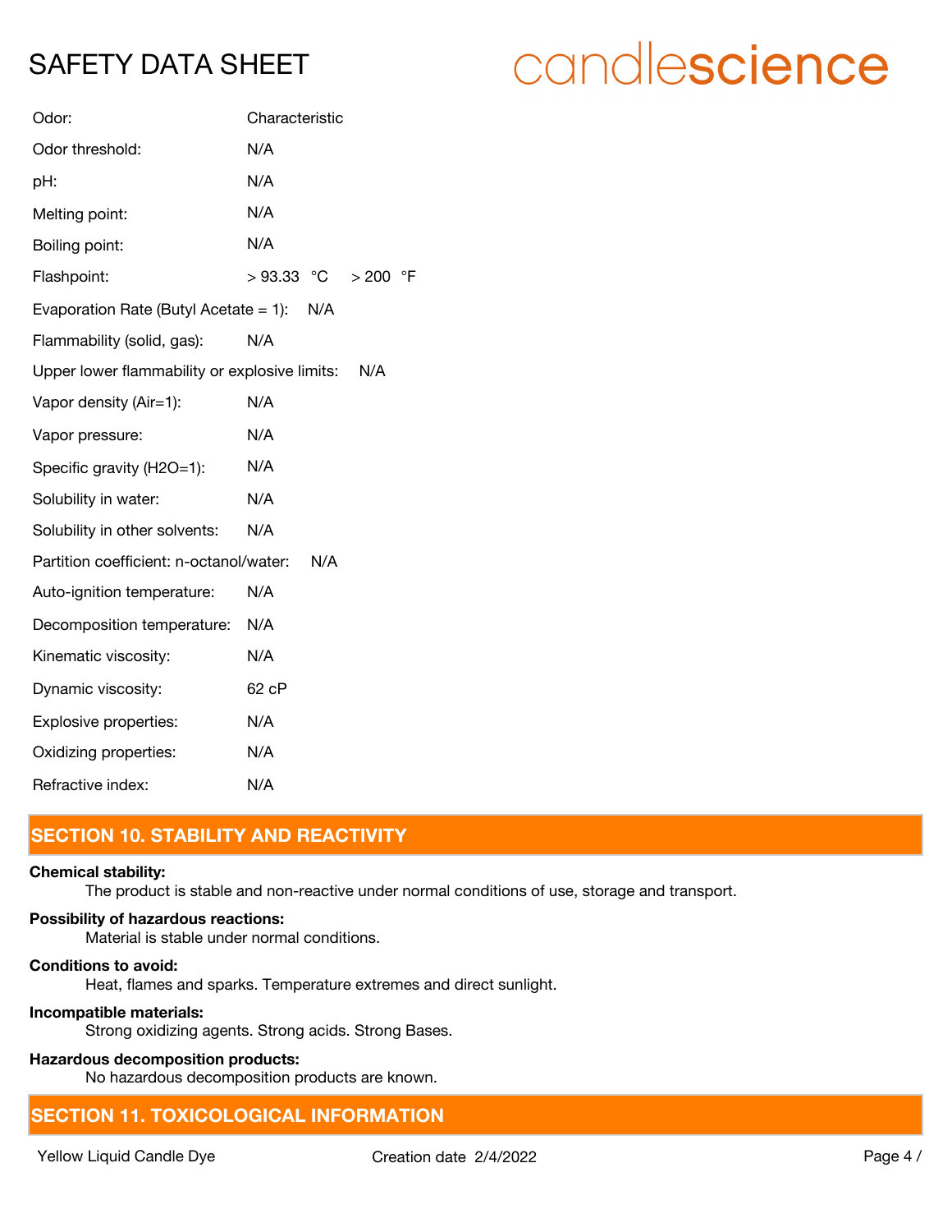| | |
|---|---|
| Odor: | Characteristic |
| Odor threshold: | N/A |
| pH: | N/A |
| Melting point: | N/A |
| Boiling point: | N/A |
| Flashpoint: | > 93.33 °C > 200 °F |
| Evaporation Rate (Butyl Acetate = 1): | N/A |
| Flammability (solid, gas): | N/A |
| Upper lower flammability or explosive limits: | N/A |
| Vapor density (Air=1): | N/A |
| Vapor pressure: | N/A |
| Specific gravity (H2O=1): | N/A |
| Solubility in water: | N/A |
| Solubility in other solvents: | N/A |
| Partition coefficient: n-octanol/water: | N/A |
| Auto-ignition temperature: | N/A |
| Decomposition temperature: | N/A |
| Kinematic viscosity: | N/A |
| Dynamic viscosity: | 62 cP |
| Explosive properties: | N/A |
| Oxidizing properties: | N/A |
| Refractive index: | N/A |

## SECTION 10. STABILITY AND REACTIVITY

**Chemical stability:**

The product is stable and non-reactive under normal conditions of use, storage and transport.

**Possibility of hazardous reactions:**

Material is stable under normal conditions.

**Conditions to avoid:**

Heat, flames and sparks. Temperature extremes and direct sunlight.

**Incompatible materials:**

Strong oxidizing agents. Strong acids. Strong Bases.

**Hazardous decomposition products:**

No hazardous decomposition products are known.

## SECTION 11. TOXICOLOGICAL INFORMATION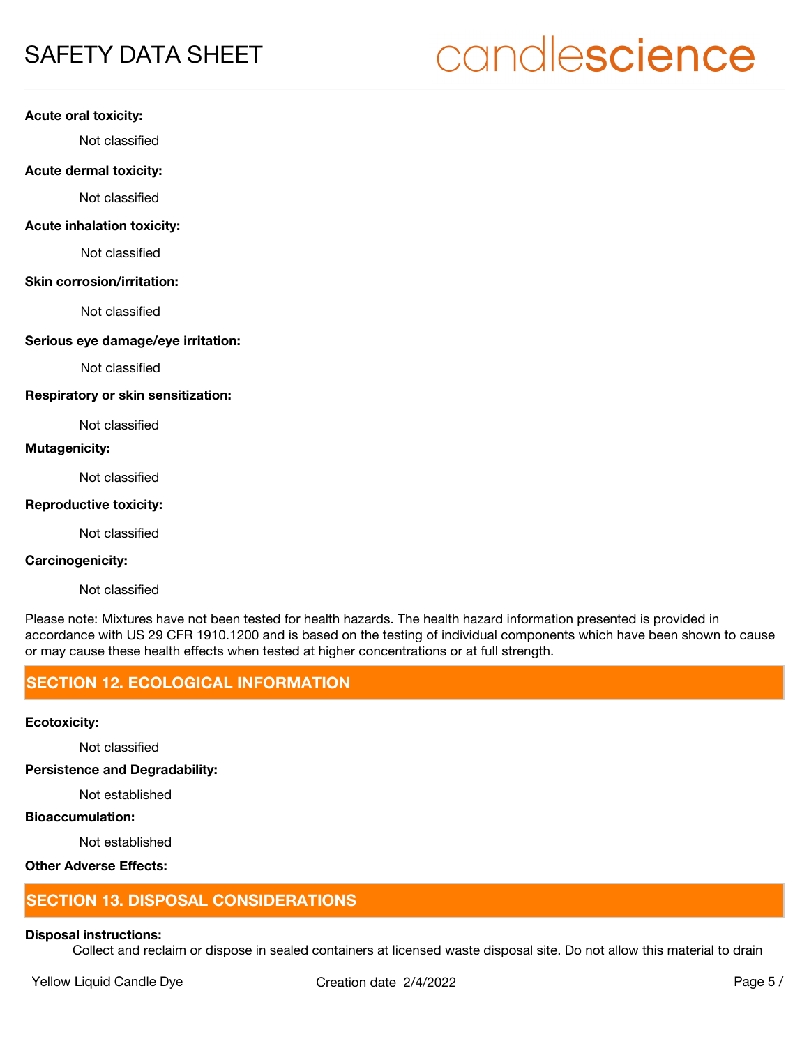**Acute oral toxicity:**

Not classified

**Acute dermal toxicity:**

Not classified

**Acute inhalation toxicity:**

Not classified

**Skin corrosion/irritation:**

Not classified

**Serious eye damage/eye irritation:**

Not classified

**Respiratory or skin sensitization:**

Not classified

**Mutagenicity:**

Not classified

**Reproductive toxicity:**

Not classified

**Carcinogenicity:**

Not classified

Please note: Mixtures have not been tested for health hazards. The health hazard information presented is provided in accordance with US 29 CFR 1910.1200 and is based on the testing of individual components which have been shown to cause or may cause these health effects when tested at higher concentrations or at full strength.

## SECTION 12. ECOLOGICAL INFORMATION

**Ecotoxicity:**

Not classified

**Persistence and Degradability:**

Not established

**Bioaccumulation:**

Not established

**Other Adverse Effects:**

## SECTION 13. DISPOSAL CONSIDERATIONS

**Disposal instructions:**

Collect and reclaim or dispose in sealed containers at licensed waste disposal site. Do not allow this material to drain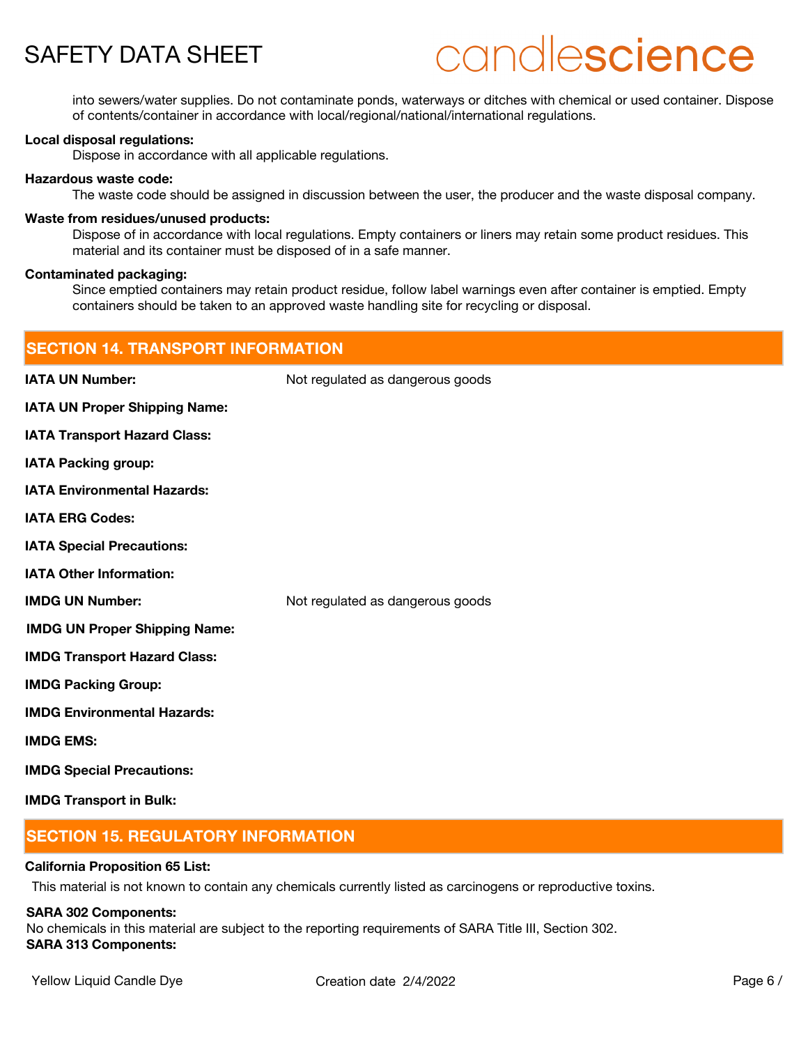into sewers/water supplies. Do not contaminate ponds, waterways or ditches with chemical or used container. Dispose of contents/container in accordance with local/regional/national/international regulations.

**Local disposal regulations:**
Dispose in accordance with all applicable regulations.

**Hazardous waste code:**
The waste code should be assigned in discussion between the user, the producer and the waste disposal company.

**Waste from residues/unused products:**
Dispose of in accordance with local regulations. Empty containers or liners may retain some product residues. This material and its container must be disposed of in a safe manner.

**Contaminated packaging:**
Since emptied containers may retain product residue, follow label warnings even after container is emptied. Empty containers should be taken to an approved waste handling site for recycling or disposal.

## SECTION 14. TRANSPORT INFORMATION

**IATA UN Number:** Not regulated as dangerous goods

**IATA UN Proper Shipping Name:**

**IATA Transport Hazard Class:**

**IATA Packing group:**

**IATA Environmental Hazards:**

**IATA ERG Codes:**

**IATA Special Precautions:**

**IATA Other Information:**

**IMDG UN Number:** Not regulated as dangerous goods

**IMDG UN Proper Shipping Name:**

**IMDG Transport Hazard Class:**

**IMDG Packing Group:**

**IMDG Environmental Hazards:**

**IMDG EMS:**

**IMDG Special Precautions:**

**IMDG Transport in Bulk:**

## SECTION 15. REGULATORY INFORMATION

**California Proposition 65 List:**

This material is not known to contain any chemicals currently listed as carcinogens or reproductive toxins.

**SARA 302 Components:**

No chemicals in this material are subject to the reporting requirements of SARA Title III, Section 302.

**SARA 313 Components:**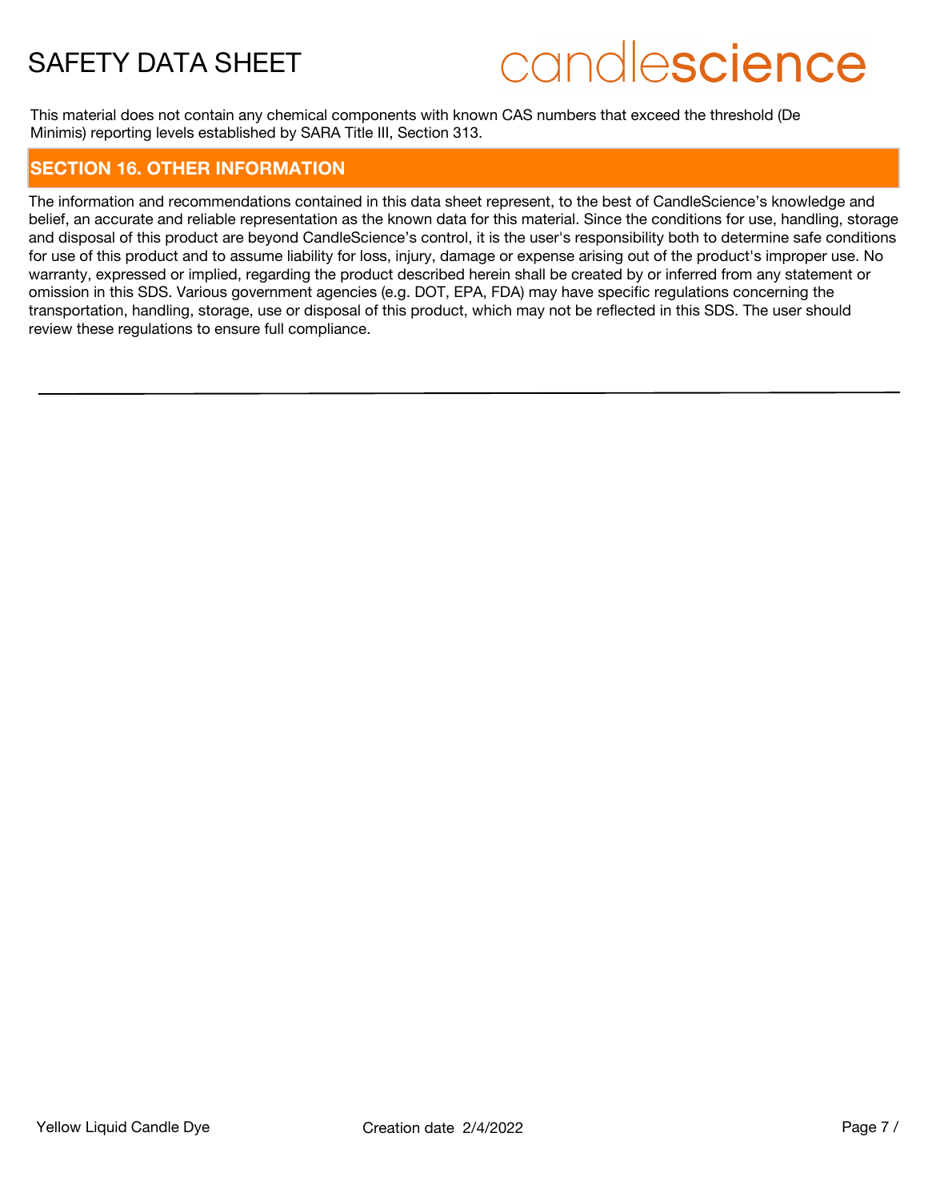This material does not contain any chemical components with known CAS numbers that exceed the threshold (De Minimis) reporting levels established by SARA Title III, Section 313.

## SECTION 16. OTHER INFORMATION

The information and recommendations contained in this data sheet represent, to the best of CandleScience's knowledge and belief, an accurate and reliable representation as the known data for this material. Since the conditions for use, handling, storage and disposal of this product are beyond CandleScience's control, it is the user's responsibility both to determine safe conditions for use of this product and to assume liability for loss, injury, damage or expense arising out of the product's improper use. No warranty, expressed or implied, regarding the product described herein shall be created by or inferred from any statement or omission in this SDS. Various government agencies (e.g. DOT, EPA, FDA) may have specific regulations concerning the transportation, handling, storage, use or disposal of this product, which may not be reflected in this SDS. The user should review these regulations to ensure full compliance.

---